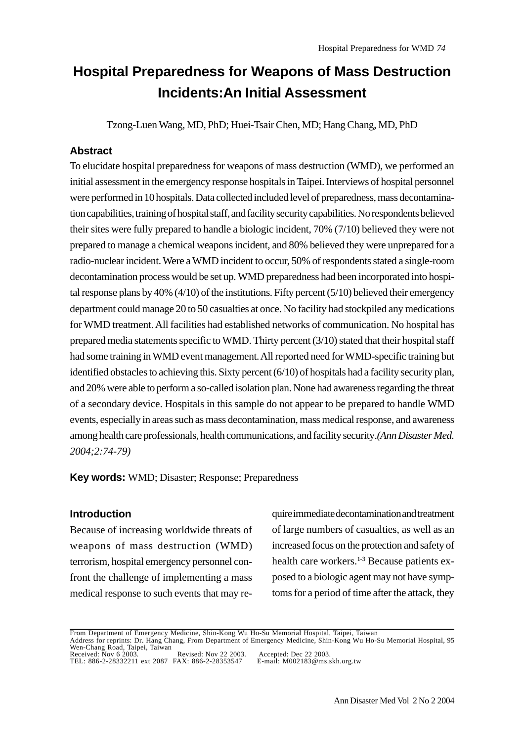# Hospital Preparedness for Weapons of Mass Destruction Incidents:An Initial Assessment

Tzong-Luen Wang, MD, PhD; Huei-Tsair Chen, MD; Hang Chang, MD, PhD

## Abstract

To elucidate hospital preparedness for weapons of mass destruction (WMD), we performed an initial assessment in the emergency response hospitals in Taipei. Interviews of hospital personnel were performed in 10 hospitals. Data collected included level of preparedness, mass decontamination capabilities, training of hospital staff, and facility security capabilities. No respondents believed their sites were fully prepared to handle a biologic incident, 70% (7/10) believed they were not prepared to manage a chemical weapons incident, and 80% believed they were unprepared for a radio-nuclear incident. Were a WMD incident to occur, 50% of respondents stated a single-room decontamination process would be set up. WMD preparedness had been incorporated into hospital response plans by 40% (4/10) of the institutions. Fifty percent (5/10) believed their emergency department could manage 20 to 50 casualties at once. No facility had stockpiled any medications for WMD treatment. All facilities had established networks of communication. No hospital has prepared media statements specific to WMD. Thirty percent (3/10) stated that their hospital staff had some training in WMD event management. All reported need for WMD-specific training but identified obstacles to achieving this. Sixty percent (6/10) of hospitals had a facility security plan, and 20% were able to perform a so-called isolation plan. None had awareness regarding the threat of a secondary device. Hospitals in this sample do not appear to be prepared to handle WMD events, especially in areas such as mass decontamination, mass medical response, and awareness among health care professionals, health communications, and facility security.*(Ann Disaster Med. 2004;2:74-79)*

**Key words:** WMD; Disaster; Response; Preparedness

## Introduction

Because of increasing worldwide threats of weapons of mass destruction (WMD) terrorism, hospital emergency personnel confront the challenge of implementing a mass medical response to such events that may require immediate decontamination and treatment of large numbers of casualties, as well as an increased focus on the protection and safety of health care workers.[1-3] Because patients exposed to a biologic agent may not have symptoms for a period of time after the attack, they

From Department of Emergency Medicine, Shin-Kong Wu Ho-Su Memorial Hospital, Taipei, Taiwan
Address for reprints: Dr. Hang Chang, From Department of Emergency Medicine, Shin-Kong Wu Ho-Su Memorial Hospital, 95 Wen-Chang Road, Taipei, Taiwan
Received: Nov 6 2003. Revised: Nov 22 2003. Accepted: Dec 22 2003.
TEL: 886-2-28332211 ext 2087 FAX: 886-2-28353547 E-mail: M002183@ms.skh.org.tw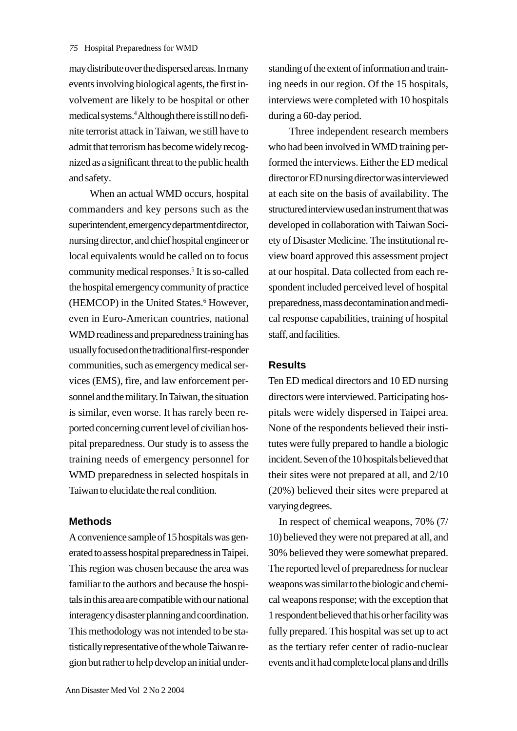may distribute over the dispersed areas. In many events involving biological agents, the first involvement are likely to be hospital or other medical systems.[4] Although there is still no definite terrorist attack in Taiwan, we still have to admit that terrorism has become widely recognized as a significant threat to the public health and safety.

When an actual WMD occurs, hospital commanders and key persons such as the superintendent, emergency department director, nursing director, and chief hospital engineer or local equivalents would be called on to focus community medical responses.[5] It is so-called the hospital emergency community of practice (HEMCOP) in the United States.[6] However, even in Euro-American countries, national WMD readiness and preparedness training has usually focused on the traditional first-responder communities, such as emergency medical services (EMS), fire, and law enforcement personnel and the military. In Taiwan, the situation is similar, even worse. It has rarely been reported concerning current level of civilian hospital preparedness. Our study is to assess the training needs of emergency personnel for WMD preparedness in selected hospitals in Taiwan to elucidate the real condition.

## Methods

A convenience sample of 15 hospitals was generated to assess hospital preparedness in Taipei. This region was chosen because the area was familiar to the authors and because the hospitals in this area are compatible with our national interagency disaster planning and coordination. This methodology was not intended to be statistically representative of the whole Taiwan region but rather to help develop an initial understanding of the extent of information and training needs in our region. Of the 15 hospitals, interviews were completed with 10 hospitals during a 60-day period.

Three independent research members who had been involved in WMD training performed the interviews. Either the ED medical director or ED nursing director was interviewed at each site on the basis of availability. The structured interview used an instrument that was developed in collaboration with Taiwan Society of Disaster Medicine. The institutional review board approved this assessment project at our hospital. Data collected from each respondent included perceived level of hospital preparedness, mass decontamination and medical response capabilities, training of hospital staff, and facilities.

## Results

Ten ED medical directors and 10 ED nursing directors were interviewed. Participating hospitals were widely dispersed in Taipei area. None of the respondents believed their institutes were fully prepared to handle a biologic incident. Seven of the 10 hospitals believed that their sites were not prepared at all, and 2/10 (20%) believed their sites were prepared at varying degrees.

In respect of chemical weapons, 70% (7/10) believed they were not prepared at all, and 30% believed they were somewhat prepared. The reported level of preparedness for nuclear weapons was similar to the biologic and chemical weapons response; with the exception that 1 respondent believed that his or her facility was fully prepared. This hospital was set up to act as the tertiary refer center of radio-nuclear events and it had complete local plans and drills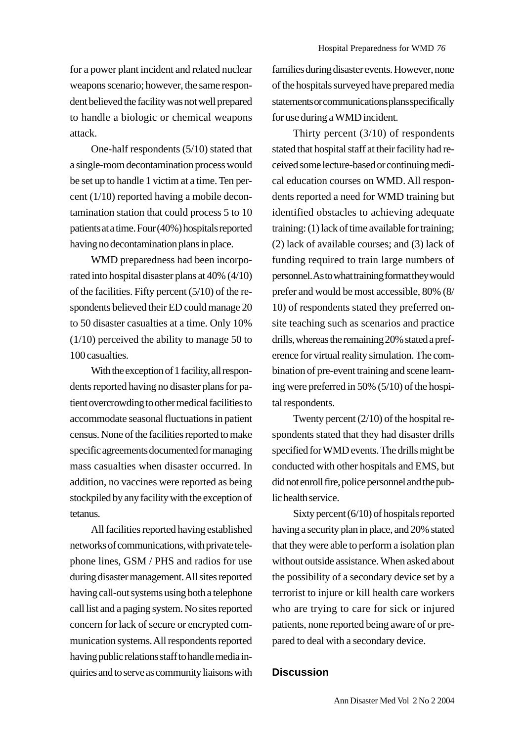for a power plant incident and related nuclear weapons scenario; however, the same respondent believed the facility was not well prepared to handle a biologic or chemical weapons attack.

One-half respondents (5/10) stated that a single-room decontamination process would be set up to handle 1 victim at a time. Ten percent (1/10) reported having a mobile decontamination station that could process 5 to 10 patients at a time. Four (40%) hospitals reported having no decontamination plans in place.

WMD preparedness had been incorporated into hospital disaster plans at 40% (4/10) of the facilities. Fifty percent (5/10) of the respondents believed their ED could manage 20 to 50 disaster casualties at a time. Only 10% (1/10) perceived the ability to manage 50 to 100 casualties.

With the exception of 1 facility, all respondents reported having no disaster plans for patient overcrowding to other medical facilities to accommodate seasonal fluctuations in patient census. None of the facilities reported to make specific agreements documented for managing mass casualties when disaster occurred. In addition, no vaccines were reported as being stockpiled by any facility with the exception of tetanus.

All facilities reported having established networks of communications, with private telephone lines, GSM / PHS and radios for use during disaster management. All sites reported having call-out systems using both a telephone call list and a paging system. No sites reported concern for lack of secure or encrypted communication systems. All respondents reported having public relations staff to handle media inquiries and to serve as community liaisons with families during disaster events. However, none of the hospitals surveyed have prepared media statements or communications plans specifically for use during a WMD incident.

Thirty percent (3/10) of respondents stated that hospital staff at their facility had received some lecture-based or continuing medical education courses on WMD. All respondents reported a need for WMD training but identified obstacles to achieving adequate training: (1) lack of time available for training; (2) lack of available courses; and (3) lack of funding required to train large numbers of personnel. As to what training format they would prefer and would be most accessible, 80% (8/10) of respondents stated they preferred on-site teaching such as scenarios and practice drills, whereas the remaining 20% stated a preference for virtual reality simulation. The combination of pre-event training and scene learning were preferred in 50% (5/10) of the hospital respondents.

Twenty percent (2/10) of the hospital respondents stated that they had disaster drills specified for WMD events. The drills might be conducted with other hospitals and EMS, but did not enroll fire, police personnel and the public health service.

Sixty percent (6/10) of hospitals reported having a security plan in place, and 20% stated that they were able to perform a isolation plan without outside assistance. When asked about the possibility of a secondary device set by a terrorist to injure or kill health care workers who are trying to care for sick or injured patients, none reported being aware of or prepared to deal with a secondary device.

## Discussion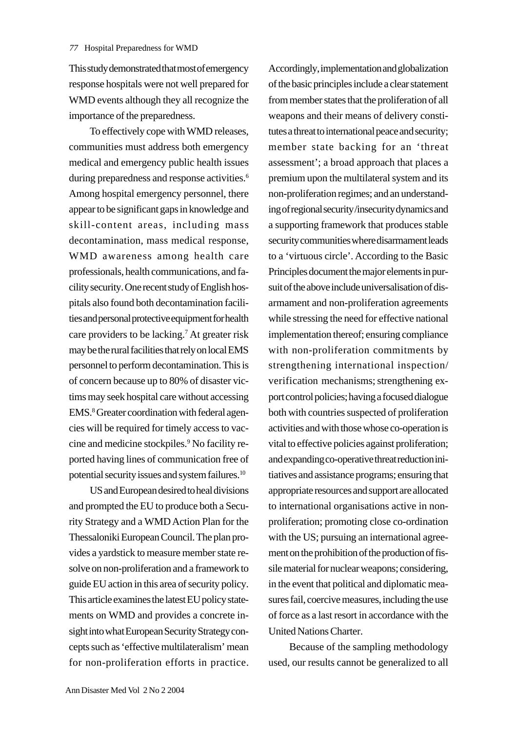This study demonstrated that most of emergency response hospitals were not well prepared for WMD events although they all recognize the importance of the preparedness.

To effectively cope with WMD releases, communities must address both emergency medical and emergency public health issues during preparedness and response activities.[6] Among hospital emergency personnel, there appear to be significant gaps in knowledge and skill-content areas, including mass decontamination, mass medical response, WMD awareness among health care professionals, health communications, and facility security. One recent study of English hospitals also found both decontamination facilities and personal protective equipment for health care providers to be lacking.[7] At greater risk may be the rural facilities that rely on local EMS personnel to perform decontamination. This is of concern because up to 80% of disaster victims may seek hospital care without accessing EMS.[8] Greater coordination with federal agencies will be required for timely access to vaccine and medicine stockpiles.[9] No facility reported having lines of communication free of potential security issues and system failures.[10]

US and European desired to heal divisions and prompted the EU to produce both a Security Strategy and a WMD Action Plan for the Thessaloniki European Council. The plan provides a yardstick to measure member state resolve on non-proliferation and a framework to guide EU action in this area of security policy. This article examines the latest EU policy statements on WMD and provides a concrete insight into what European Security Strategy concepts such as 'effective multilateralism' mean for non-proliferation efforts in practice. Accordingly, implementation and globalization of the basic principles include a clear statement from member states that the proliferation of all weapons and their means of delivery constitutes a threat to international peace and security; member state backing for an 'threat assessment'; a broad approach that places a premium upon the multilateral system and its non-proliferation regimes; and an understanding of regional security/insecurity dynamics and a supporting framework that produces stable security communities where disarmament leads to a 'virtuous circle'. According to the Basic Principles document the major elements in pursuit of the above include universalisation of disarmament and non-proliferation agreements while stressing the need for effective national implementation thereof; ensuring compliance with non-proliferation commitments by strengthening international inspection/ verification mechanisms; strengthening export control policies; having a focused dialogue both with countries suspected of proliferation activities and with those whose co-operation is vital to effective policies against proliferation; and expanding co-operative threat reduction initiatives and assistance programs; ensuring that appropriate resources and support are allocated to international organisations active in non-proliferation; promoting close co-ordination with the US; pursuing an international agreement on the prohibition of the production of fissile material for nuclear weapons; considering, in the event that political and diplomatic measures fail, coercive measures, including the use of force as a last resort in accordance with the United Nations Charter.

Because of the sampling methodology used, our results cannot be generalized to all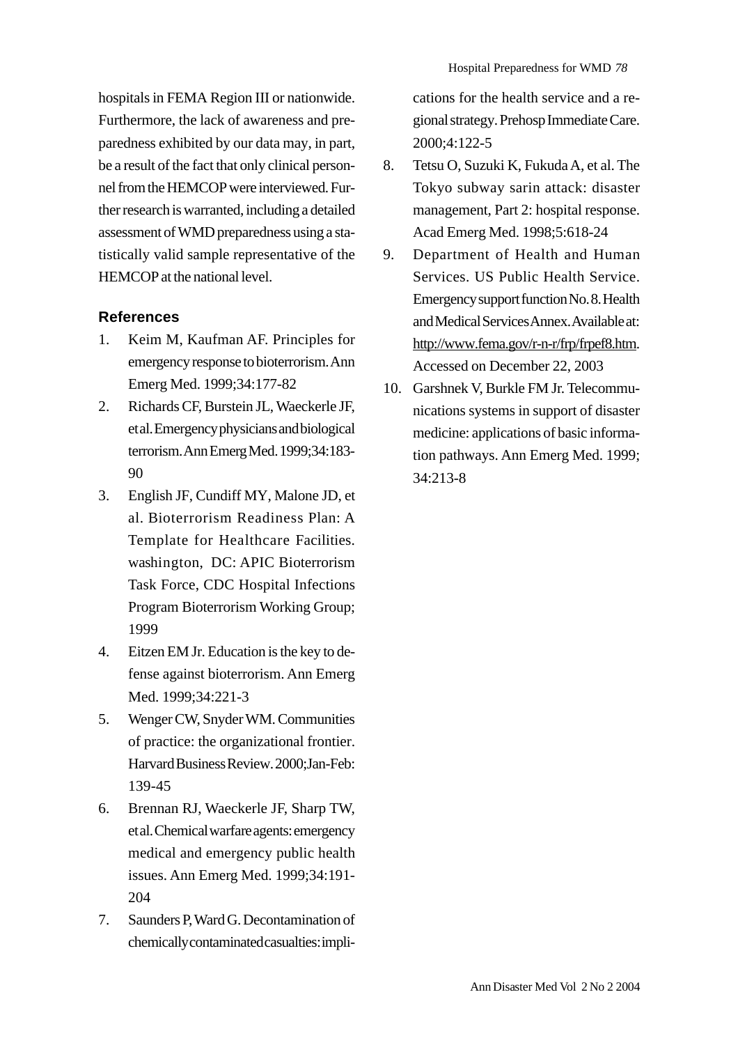hospitals in FEMA Region III or nationwide. Furthermore, the lack of awareness and preparedness exhibited by our data may, in part, be a result of the fact that only clinical personnel from the HEMCOP were interviewed. Further research is warranted, including a detailed assessment of WMD preparedness using a statistically valid sample representative of the HEMCOP at the national level.

## References

1. Keim M, Kaufman AF. Principles for emergency response to bioterrorism. Ann Emerg Med. 1999;34:177-82
2. Richards CF, Burstein JL, Waeckerle JF, et al. Emergency physicians and biological terrorism. Ann Emerg Med. 1999;34:183-90
3. English JF, Cundiff MY, Malone JD, et al. Bioterrorism Readiness Plan: A Template for Healthcare Facilities. washington, DC: APIC Bioterrorism Task Force, CDC Hospital Infections Program Bioterrorism Working Group; 1999
4. Eitzen EM Jr. Education is the key to defense against bioterrorism. Ann Emerg Med. 1999;34:221-3
5. Wenger CW, Snyder WM. Communities of practice: the organizational frontier. Harvard Business Review. 2000;Jan-Feb:139-45
6. Brennan RJ, Waeckerle JF, Sharp TW, et al. Chemical warfare agents: emergency medical and emergency public health issues. Ann Emerg Med. 1999;34:191-204
7. Saunders P, Ward G. Decontamination of chemically contaminated casualties: implications for the health service and a regional strategy. Prehosp Immediate Care. 2000;4:122-5
8. Tetsu O, Suzuki K, Fukuda A, et al. The Tokyo subway sarin attack: disaster management, Part 2: hospital response. Acad Emerg Med. 1998;5:618-24
9. Department of Health and Human Services. US Public Health Service. Emergency support function No. 8. Health and Medical Services Annex. Available at: http://www.fema.gov/r-n-r/frp/frpef8.htm. Accessed on December 22, 2003
10. Garshnek V, Burkle FM Jr. Telecommunications systems in support of disaster medicine: applications of basic information pathways. Ann Emerg Med. 1999; 34:213-8